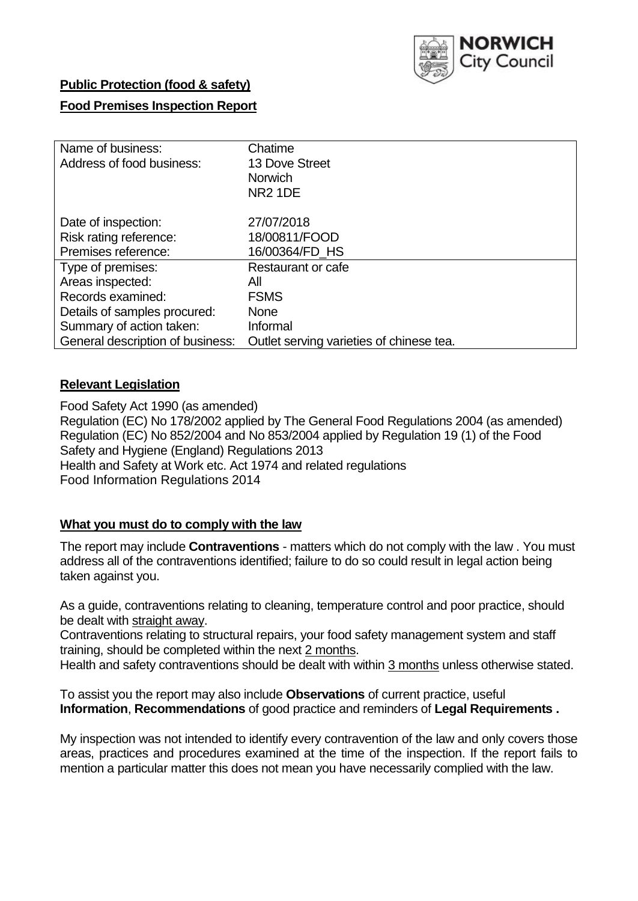**Public Protection (food & safety)**

**Food Premises Inspection Report**

| | |
|---|---|
| Name of business: | Chatime |
| Address of food business: | 13 Dove Street<br>Norwich<br>NR2 1DE |
| Date of inspection: | 27/07/2018 |
| Risk rating reference: | 18/00811/FOOD |
| Premises reference: | 16/00364/FD_HS |
| Type of premises: | Restaurant or cafe |
| Areas inspected: | All |
| Records examined: | FSMS |
| Details of samples procured: | None |
| Summary of action taken: | Informal |
| General description of business: | Outlet serving varieties of chinese tea. |

## Relevant Legislation

Food Safety Act 1990 (as amended)
Regulation (EC) No 178/2002 applied by The General Food Regulations 2004 (as amended)
Regulation (EC) No 852/2004 and No 853/2004 applied by Regulation 19 (1) of the Food Safety and Hygiene (England) Regulations 2013
Health and Safety at Work etc. Act 1974 and related regulations
Food Information Regulations 2014

## What you must do to comply with the law

The report may include **Contraventions** - matters which do not comply with the law . You must address all of the contraventions identified; failure to do so could result in legal action being taken against you.

As a guide, contraventions relating to cleaning, temperature control and poor practice, should be dealt with straight away.
Contraventions relating to structural repairs, your food safety management system and staff training, should be completed within the next 2 months.
Health and safety contraventions should be dealt with within 3 months unless otherwise stated.

To assist you the report may also include **Observations** of current practice, useful **Information**, **Recommendations** of good practice and reminders of **Legal Requirements .**

My inspection was not intended to identify every contravention of the law and only covers those areas, practices and procedures examined at the time of the inspection. If the report fails to mention a particular matter this does not mean you have necessarily complied with the law.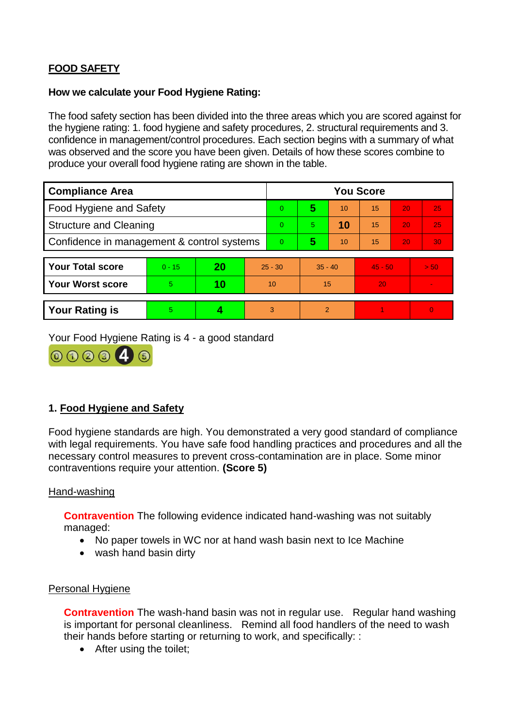**FOOD SAFETY**

**How we calculate your Food Hygiene Rating:**

The food safety section has been divided into the three areas which you are scored against for the hygiene rating: 1. food hygiene and safety procedures, 2. structural requirements and 3. confidence in management/control procedures. Each section begins with a summary of what was observed and the score you have been given. Details of how these scores combine to produce your overall food hygiene rating are shown in the table.

| Compliance Area | You Score | | | | | |
|---|---|---|---|---|---|---|
| Food Hygiene and Safety | 0 | **5** | 10 | 15 | 20 | 25 |
| Structure and Cleaning | 0 | 5 | **10** | 15 | 20 | 25 |
| Confidence in management & control systems | 0 | **5** | 10 | 15 | 20 | 30 |

| | | | | | | |
|---|---|---|---|---|---|---|
| **Your Total score** | 0 - 15 | **20** | 25 - 30 | 35 - 40 | 45 - 50 | > 50 |
| **Your Worst score** | 5 | **10** | 10 | 15 | 20 | - |

| | | | | | | |
|---|---|---|---|---|---|---|
| **Your Rating is** | 5 | **4** | 3 | 2 | 1 | 0 |

Your Food Hygiene Rating is 4 - a good standard

## 1. Food Hygiene and Safety

Food hygiene standards are high. You demonstrated a very good standard of compliance with legal requirements. You have safe food handling practices and procedures and all the necessary control measures to prevent cross-contamination are in place. Some minor contraventions require your attention. **(Score 5)**

### Hand-washing

**Contravention** The following evidence indicated hand-washing was not suitably managed:

- No paper towels in WC nor at hand wash basin next to Ice Machine
- wash hand basin dirty

### Personal Hygiene

**Contravention** The wash-hand basin was not in regular use. Regular hand washing is important for personal cleanliness. Remind all food handlers of the need to wash their hands before starting or returning to work, and specifically: :

- After using the toilet;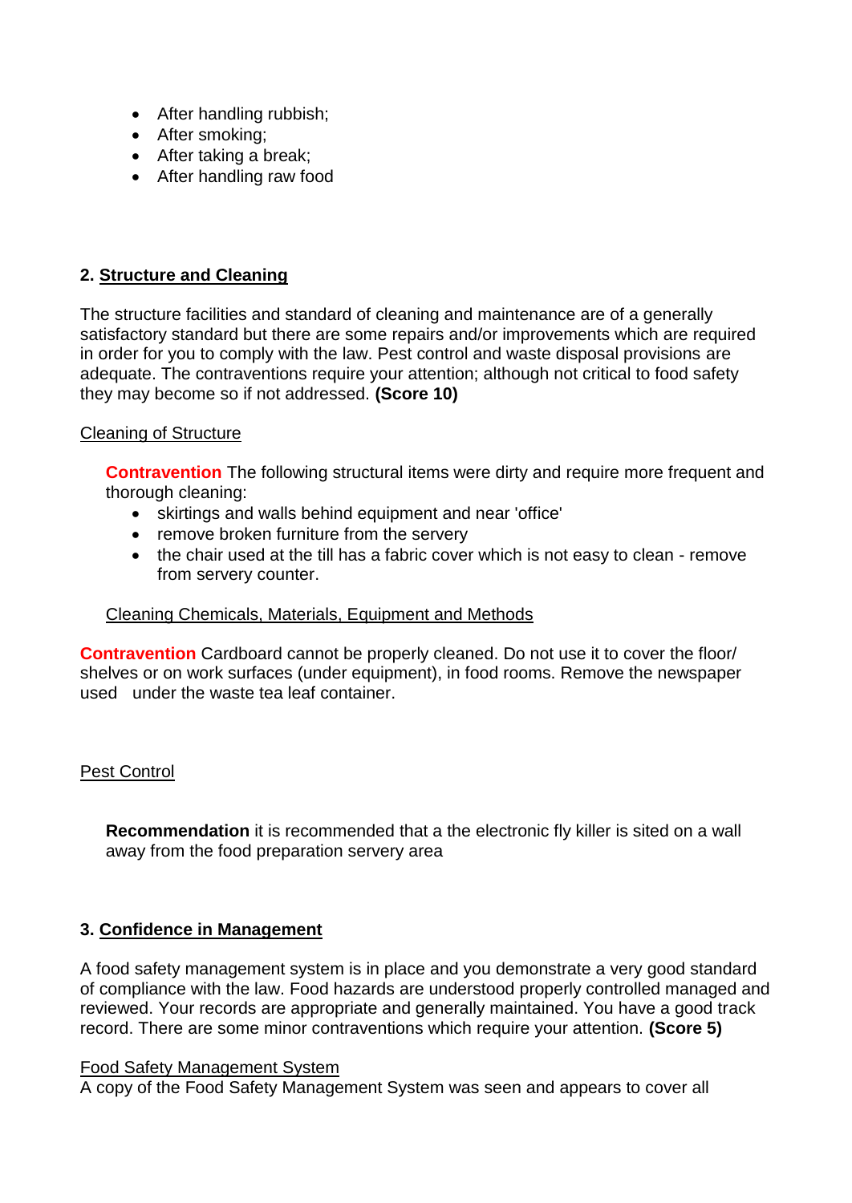- After handling rubbish;
- After smoking;
- After taking a break;
- After handling raw food

## 2. Structure and Cleaning

The structure facilities and standard of cleaning and maintenance are of a generally satisfactory standard but there are some repairs and/or improvements which are required in order for you to comply with the law. Pest control and waste disposal provisions are adequate. The contraventions require your attention; although not critical to food safety they may become so if not addressed. **(Score 10)**

Cleaning of Structure

**Contravention** The following structural items were dirty and require more frequent and thorough cleaning:

- skirtings and walls behind equipment and near 'office'
- remove broken furniture from the servery
- the chair used at the till has a fabric cover which is not easy to clean - remove from servery counter.

Cleaning Chemicals, Materials, Equipment and Methods

**Contravention** Cardboard cannot be properly cleaned. Do not use it to cover the floor/ shelves or on work surfaces (under equipment), in food rooms. Remove the newspaper used under the waste tea leaf container.

Pest Control

**Recommendation** it is recommended that a the electronic fly killer is sited on a wall away from the food preparation servery area

## 3. Confidence in Management

A food safety management system is in place and you demonstrate a very good standard of compliance with the law. Food hazards are understood properly controlled managed and reviewed. Your records are appropriate and generally maintained. You have a good track record. There are some minor contraventions which require your attention. **(Score 5)**

Food Safety Management System

A copy of the Food Safety Management System was seen and appears to cover all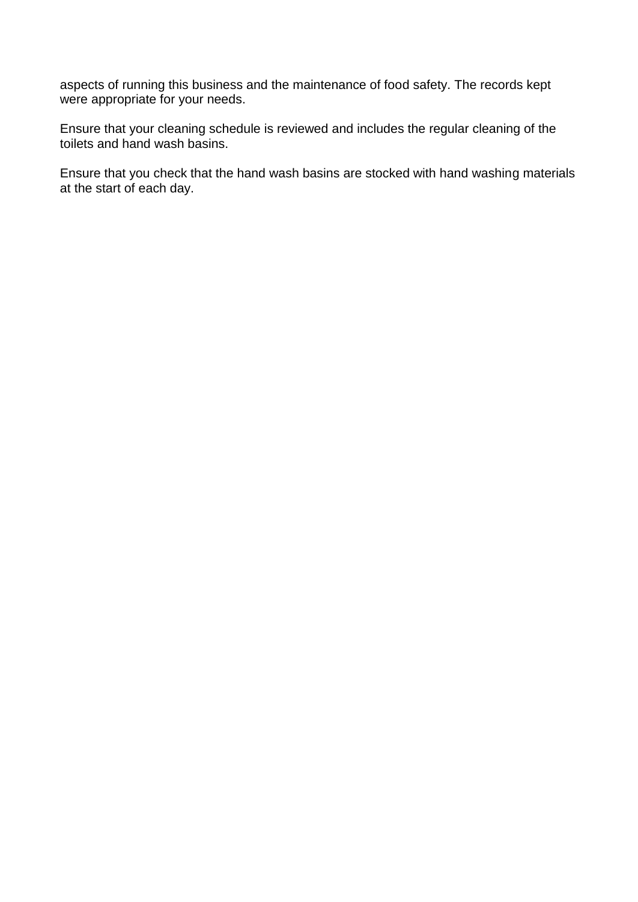aspects of running this business and the maintenance of food safety. The records kept were appropriate for your needs.

Ensure that your cleaning schedule is reviewed and includes the regular cleaning of the toilets and hand wash basins.

Ensure that you check that the hand wash basins are stocked with hand washing materials at the start of each day.